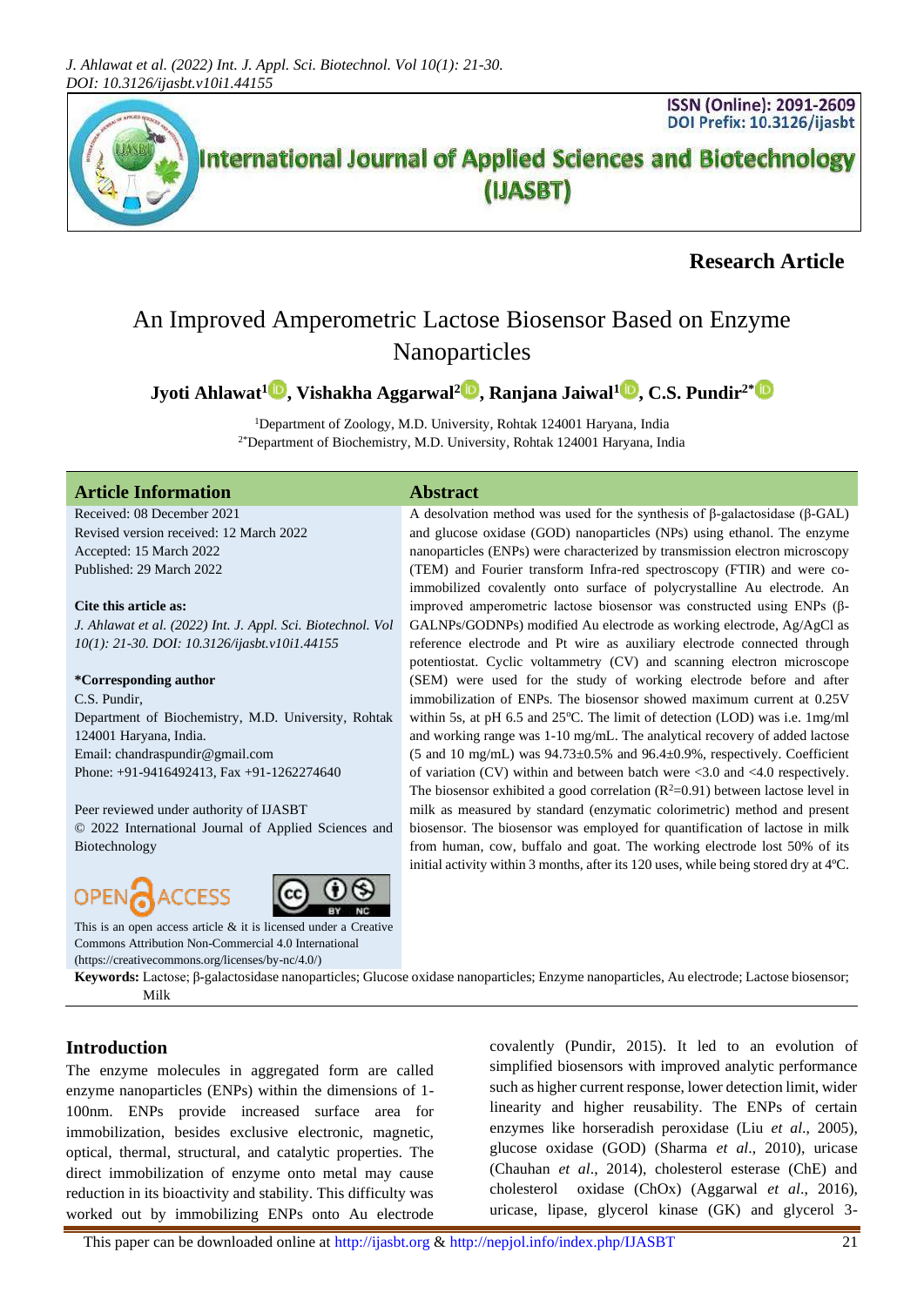**Research Article**

# An Improved Amperometric Lactose Biosensor Based on Enzyme Nanoparticles

**Jyoti Ahlawat[1], Vishakha Aggarwal[2], Ranjana Jaiwal[1], C.S. Pundir[2*]**

[1]Department of Zoology, M.D. University, Rohtak 124001 Haryana, India
[2*]Department of Biochemistry, M.D. University, Rohtak 124001 Haryana, India

## Article Information

Received: 08 December 2021
Revised version received: 12 March 2022
Accepted: 15 March 2022
Published: 29 March 2022

**Cite this article as:**

*J. Ahlawat et al. (2022) Int. J. Appl. Sci. Biotechnol. Vol 10(1): 21-30. DOI: 10.3126/ijasbt.v10i1.44155*

**\*Corresponding author**

C.S. Pundir,
Department of Biochemistry, M.D. University, Rohtak 124001 Haryana, India.
Email: chandraspundir@gmail.com
Phone: +91-9416492413, Fax +91-1262274640

Peer reviewed under authority of IJASBT
© 2022 International Journal of Applied Sciences and Biotechnology

This is an open access article & it is licensed under a Creative Commons Attribution Non-Commercial 4.0 International (https://creativecommons.org/licenses/by-nc/4.0/)

## Abstract

A desolvation method was used for the synthesis of β-galactosidase (β-GAL) and glucose oxidase (GOD) nanoparticles (NPs) using ethanol. The enzyme nanoparticles (ENPs) were characterized by transmission electron microscopy (TEM) and Fourier transform Infra-red spectroscopy (FTIR) and were co-immobilized covalently onto surface of polycrystalline Au electrode. An improved amperometric lactose biosensor was constructed using ENPs (β-GALNPs/GODNPs) modified Au electrode as working electrode, Ag/AgCl as reference electrode and Pt wire as auxiliary electrode connected through potentiostat. Cyclic voltammetry (CV) and scanning electron microscope (SEM) were used for the study of working electrode before and after immobilization of ENPs. The biosensor showed maximum current at 0.25V within 5s, at pH 6.5 and 25ºC. The limit of detection (LOD) was i.e. 1mg/ml and working range was 1-10 mg/mL. The analytical recovery of added lactose (5 and 10 mg/mL) was 94.73±0.5% and 96.4±0.9%, respectively. Coefficient of variation (CV) within and between batch were <3.0 and <4.0 respectively. The biosensor exhibited a good correlation ($R^2$=0.91) between lactose level in milk as measured by standard (enzymatic colorimetric) method and present biosensor. The biosensor was employed for quantification of lactose in milk from human, cow, buffalo and goat. The working electrode lost 50% of its initial activity within 3 months, after its 120 uses, while being stored dry at 4ºC.

**Keywords:** Lactose; β-galactosidase nanoparticles; Glucose oxidase nanoparticles; Enzyme nanoparticles, Au electrode; Lactose biosensor; Milk

## Introduction

The enzyme molecules in aggregated form are called enzyme nanoparticles (ENPs) within the dimensions of 1-100nm. ENPs provide increased surface area for immobilization, besides exclusive electronic, magnetic, optical, thermal, structural, and catalytic properties. The direct immobilization of enzyme onto metal may cause reduction in its bioactivity and stability. This difficulty was worked out by immobilizing ENPs onto Au electrode covalently (Pundir, 2015). It led to an evolution of simplified biosensors with improved analytic performance such as higher current response, lower detection limit, wider linearity and higher reusability. The ENPs of certain enzymes like horseradish peroxidase (Liu *et al*., 2005), glucose oxidase (GOD) (Sharma *et al*., 2010), uricase (Chauhan *et al*., 2014), cholesterol esterase (ChE) and cholesterol oxidase (ChOx) (Aggarwal *et al*., 2016), uricase, lipase, glycerol kinase (GK) and glycerol 3-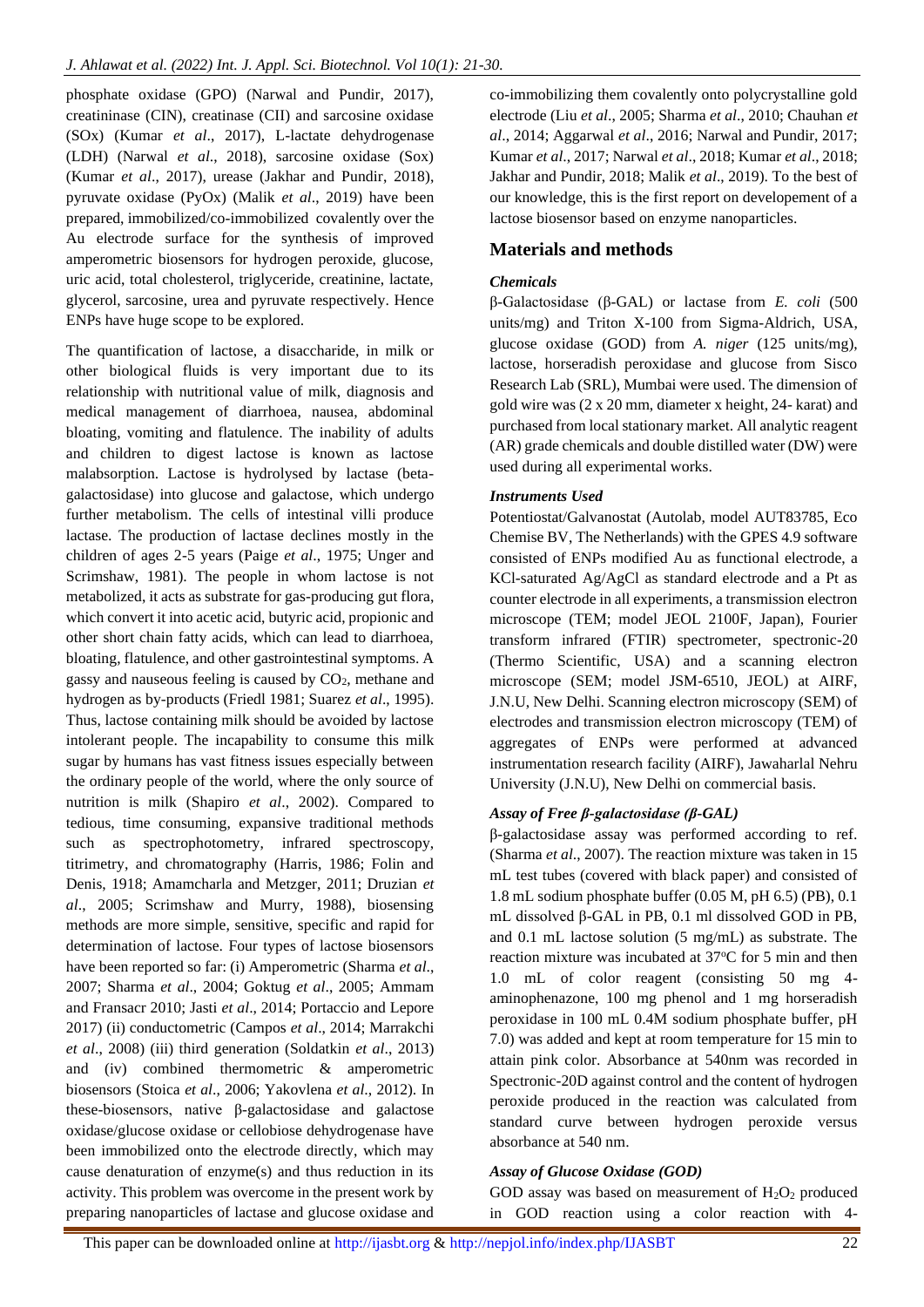phosphate oxidase (GPO) (Narwal and Pundir, 2017), creatininase (CIN), creatinase (CII) and sarcosine oxidase (SOx) (Kumar *et al*., 2017), L-lactate dehydrogenase (LDH) (Narwal *et al*., 2018), sarcosine oxidase (Sox) (Kumar *et al*., 2017), urease (Jakhar and Pundir, 2018), pyruvate oxidase (PyOx) (Malik *et al*., 2019) have been prepared, immobilized/co-immobilized covalently over the Au electrode surface for the synthesis of improved amperometric biosensors for hydrogen peroxide, glucose, uric acid, total cholesterol, triglyceride, creatinine, lactate, glycerol, sarcosine, urea and pyruvate respectively. Hence ENPs have huge scope to be explored.

The quantification of lactose, a disaccharide, in milk or other biological fluids is very important due to its relationship with nutritional value of milk, diagnosis and medical management of diarrhoea, nausea, abdominal bloating, vomiting and flatulence. The inability of adults and children to digest lactose is known as lactose malabsorption. Lactose is hydrolysed by lactase (beta-galactosidase) into glucose and galactose, which undergo further metabolism. The cells of intestinal villi produce lactase. The production of lactase declines mostly in the children of ages 2-5 years (Paige *et al*., 1975; Unger and Scrimshaw, 1981). The people in whom lactose is not metabolized, it acts as substrate for gas-producing gut flora, which convert it into acetic acid, butyric acid, propionic and other short chain fatty acids, which can lead to diarrhoea, bloating, flatulence, and other gastrointestinal symptoms. A gassy and nauseous feeling is caused by $CO_2$, methane and hydrogen as by-products (Friedl 1981; Suarez *et al*., 1995). Thus, lactose containing milk should be avoided by lactose intolerant people. The incapability to consume this milk sugar by humans has vast fitness issues especially between the ordinary people of the world, where the only source of nutrition is milk (Shapiro *et al*., 2002). Compared to tedious, time consuming, expansive traditional methods such as spectrophotometry, infrared spectroscopy, titrimetry, and chromatography (Harris, 1986; Folin and Denis, 1918; Amamcharla and Metzger, 2011; Druzian *et al*., 2005; Scrimshaw and Murry, 1988), biosensing methods are more simple, sensitive, specific and rapid for determination of lactose. Four types of lactose biosensors have been reported so far: (i) Amperometric (Sharma *et al*., 2007; Sharma *et al*., 2004; Goktug *et al*., 2005; Ammam and Fransacr 2010; Jasti *et al*., 2014; Portaccio and Lepore 2017) (ii) conductometric (Campos *et al*., 2014; Marrakchi *et al*., 2008) (iii) third generation (Soldatkin *et al*., 2013) and (iv) combined thermometric & amperometric biosensors (Stoica *et al*., 2006; Yakovlena *et al*., 2012). In these-biosensors, native β-galactosidase and galactose oxidase/glucose oxidase or cellobiose dehydrogenase have been immobilized onto the electrode directly, which may cause denaturation of enzyme(s) and thus reduction in its activity. This problem was overcome in the present work by preparing nanoparticles of lactase and glucose oxidase and co-immobilizing them covalently onto polycrystalline gold electrode (Liu *et al*., 2005; Sharma *et al*., 2010; Chauhan *et al*., 2014; Aggarwal *et al*., 2016; Narwal and Pundir, 2017; Kumar *et al*., 2017; Narwal *et al*., 2018; Kumar *et al*., 2018; Jakhar and Pundir, 2018; Malik *et al*., 2019). To the best of our knowledge, this is the first report on developement of a lactose biosensor based on enzyme nanoparticles.

## Materials and methods

### *Chemicals*

β-Galactosidase (β-GAL) or lactase from *E. coli* (500 units/mg) and Triton X-100 from Sigma-Aldrich, USA, glucose oxidase (GOD) from *A. niger* (125 units/mg), lactose, horseradish peroxidase and glucose from Sisco Research Lab (SRL), Mumbai were used. The dimension of gold wire was (2 x 20 mm, diameter x height, 24- karat) and purchased from local stationary market. All analytic reagent (AR) grade chemicals and double distilled water (DW) were used during all experimental works.

### *Instruments Used*

Potentiostat/Galvanostat (Autolab, model AUT83785, Eco Chemise BV, The Netherlands) with the GPES 4.9 software consisted of ENPs modified Au as functional electrode, a KCl-saturated Ag/AgCl as standard electrode and a Pt as counter electrode in all experiments, a transmission electron microscope (TEM; model JEOL 2100F, Japan), Fourier transform infrared (FTIR) spectrometer, spectronic-20 (Thermo Scientific, USA) and a scanning electron microscope (SEM; model JSM-6510, JEOL) at AIRF, J.N.U, New Delhi. Scanning electron microscopy (SEM) of electrodes and transmission electron microscopy (TEM) of aggregates of ENPs were performed at advanced instrumentation research facility (AIRF), Jawaharlal Nehru University (J.N.U), New Delhi on commercial basis.

### *Assay of Free β-galactosidase (β-GAL)*

β-galactosidase assay was performed according to ref. (Sharma *et al*., 2007). The reaction mixture was taken in 15 mL test tubes (covered with black paper) and consisted of 1.8 mL sodium phosphate buffer (0.05 M, pH 6.5) (PB), 0.1 mL dissolved β-GAL in PB, 0.1 ml dissolved GOD in PB, and 0.1 mL lactose solution (5 mg/mL) as substrate. The reaction mixture was incubated at 37°C for 5 min and then 1.0 mL of color reagent (consisting 50 mg 4-aminophenazone, 100 mg phenol and 1 mg horseradish peroxidase in 100 mL 0.4M sodium phosphate buffer, pH 7.0) was added and kept at room temperature for 15 min to attain pink color. Absorbance at 540nm was recorded in Spectronic-20D against control and the content of hydrogen peroxide produced in the reaction was calculated from standard curve between hydrogen peroxide versus absorbance at 540 nm.

### *Assay of Glucose Oxidase (GOD)*

GOD assay was based on measurement of $H_2O_2$ produced in GOD reaction using a color reaction with 4-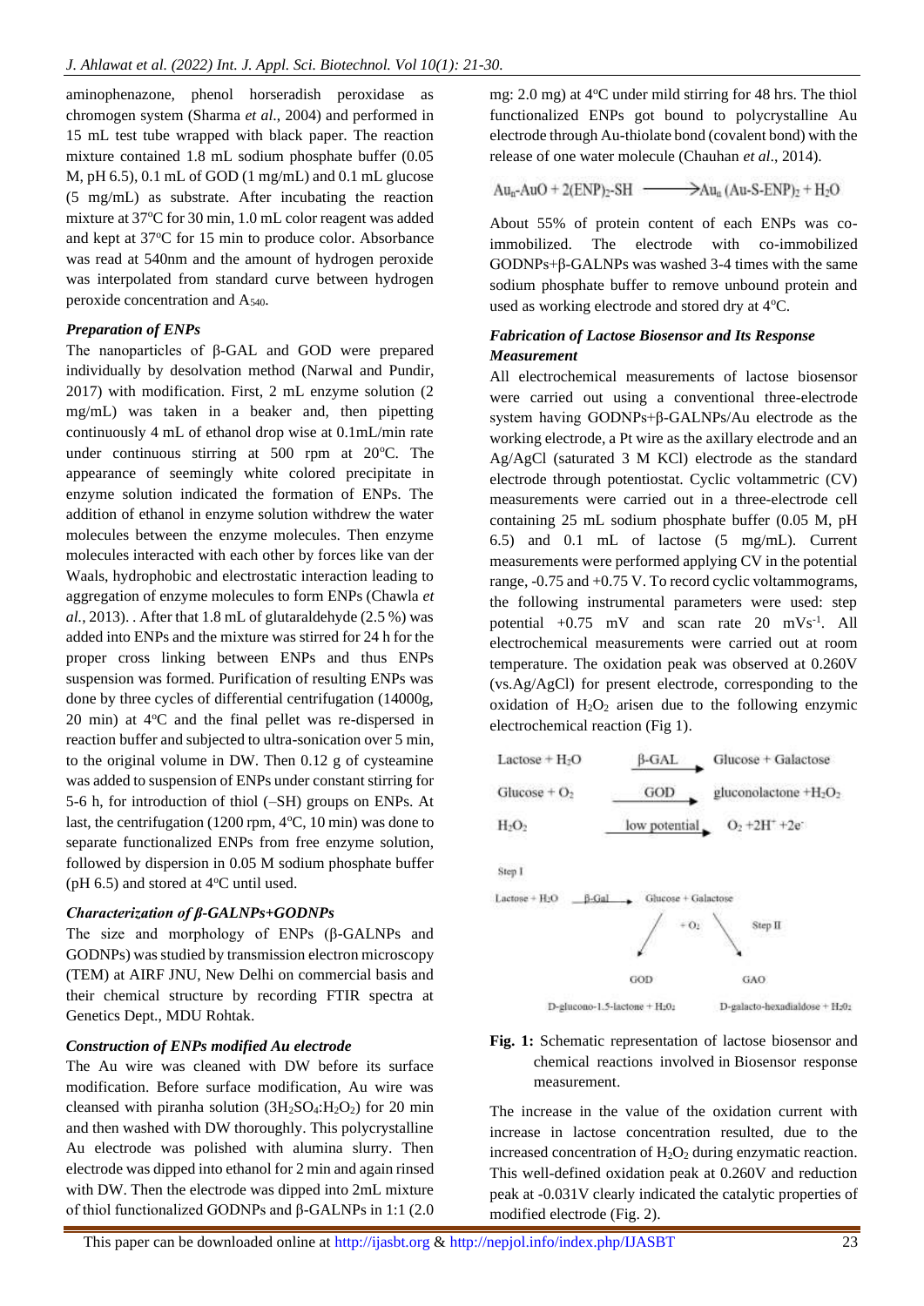aminophenazone, phenol horseradish peroxidase as chromogen system (Sharma *et al*., 2004) and performed in 15 mL test tube wrapped with black paper. The reaction mixture contained 1.8 mL sodium phosphate buffer (0.05 M, pH 6.5), 0.1 mL of GOD (1 mg/mL) and 0.1 mL glucose (5 mg/mL) as substrate. After incubating the reaction mixture at 37°C for 30 min, 1.0 mL color reagent was added and kept at 37°C for 15 min to produce color. Absorbance was read at 540nm and the amount of hydrogen peroxide was interpolated from standard curve between hydrogen peroxide concentration and $A_{540}$.

### *Preparation of ENPs*

The nanoparticles of β-GAL and GOD were prepared individually by desolvation method (Narwal and Pundir, 2017) with modification. First, 2 mL enzyme solution (2 mg/mL) was taken in a beaker and, then pipetting continuously 4 mL of ethanol drop wise at 0.1mL/min rate under continuous stirring at 500 rpm at 20°C. The appearance of seemingly white colored precipitate in enzyme solution indicated the formation of ENPs. The addition of ethanol in enzyme solution withdrew the water molecules between the enzyme molecules. Then enzyme molecules interacted with each other by forces like van der Waals, hydrophobic and electrostatic interaction leading to aggregation of enzyme molecules to form ENPs (Chawla *et al.*, 2013). . After that 1.8 mL of glutaraldehyde (2.5 %) was added into ENPs and the mixture was stirred for 24 h for the proper cross linking between ENPs and thus ENPs suspension was formed. Purification of resulting ENPs was done by three cycles of differential centrifugation (14000g, 20 min) at 4°C and the final pellet was re-dispersed in reaction buffer and subjected to ultra-sonication over 5 min, to the original volume in DW. Then 0.12 g of cysteamine was added to suspension of ENPs under constant stirring for 5-6 h, for introduction of thiol (–SH) groups on ENPs. At last, the centrifugation (1200 rpm, 4°C, 10 min) was done to separate functionalized ENPs from free enzyme solution, followed by dispersion in 0.05 M sodium phosphate buffer (pH 6.5) and stored at 4°C until used.

### *Characterization of β-GALNPs+GODNPs*

The size and morphology of ENPs (β-GALNPs and GODNPs) was studied by transmission electron microscopy (TEM) at AIRF JNU, New Delhi on commercial basis and their chemical structure by recording FTIR spectra at Genetics Dept., MDU Rohtak.

### *Construction of ENPs modified Au electrode*

The Au wire was cleaned with DW before its surface modification. Before surface modification, Au wire was cleansed with piranha solution ($3H_2SO_4$:$H_2O_2$) for 20 min and then washed with DW thoroughly. This polycrystalline Au electrode was polished with alumina slurry. Then electrode was dipped into ethanol for 2 min and again rinsed with DW. Then the electrode was dipped into 2mL mixture of thiol functionalized GODNPs and β-GALNPs in 1:1 (2.0 mg: 2.0 mg) at 4°C under mild stirring for 48 hrs. The thiol functionalized ENPs got bound to polycrystalline Au electrode through Au-thiolate bond (covalent bond) with the release of one water molecule (Chauhan *et al*., 2014).

$$Au_n\text{-}AuO + 2(ENP)_2\text{-}SH \longrightarrow Au_n\,(Au\text{-}S\text{-}ENP)_2 + H_2O$$

About 55% of protein content of each ENPs was co-immobilized. The electrode with co-immobilized GODNPs+β-GALNPs was washed 3-4 times with the same sodium phosphate buffer to remove unbound protein and used as working electrode and stored dry at 4°C.

### *Fabrication of Lactose Biosensor and Its Response Measurement*

All electrochemical measurements of lactose biosensor were carried out using a conventional three-electrode system having GODNPs+β-GALNPs/Au electrode as the working electrode, a Pt wire as the axillary electrode and an Ag/AgCl (saturated 3 M KCl) electrode as the standard electrode through potentiostat. Cyclic voltammetric (CV) measurements were carried out in a three-electrode cell containing 25 mL sodium phosphate buffer (0.05 M, pH 6.5) and 0.1 mL of lactose (5 mg/mL). Current measurements were performed applying CV in the potential range, -0.75 and +0.75 V. To record cyclic voltammograms, the following instrumental parameters were used: step potential +0.75 mV and scan rate 20 mVs$^{-1}$. All electrochemical measurements were carried out at room temperature. The oxidation peak was observed at 0.260V (vs.Ag/AgCl) for present electrode, corresponding to the oxidation of $H_2O_2$ arisen due to the following enzymic electrochemical reaction (Fig 1).

$$\text{Lactose} + H_2O \xrightarrow{\beta\text{-GAL}} \text{Glucose} + \text{Galactose}$$

$$\text{Glucose} + O_2 \xrightarrow{\text{GOD}} \text{gluconolactone} + H_2O_2$$

$$H_2O_2 \xrightarrow{\text{low potential}} O_2 + 2H^+ + 2e^-$$

Step I

Lactose + $H_2O$ —β-Gal→ Glucose + Galactose

Step II: Glucose + $O_2$ —GOD→ D-glucono-1.5-lactone + $H_2O_2$; Galactose + $O_2$ —GAO→ D-galacto-hexadialdose + $H_2O_2$

**Fig. 1:** Schematic representation of lactose biosensor and chemical reactions involved in Biosensor response measurement.

The increase in the value of the oxidation current with increase in lactose concentration resulted, due to the increased concentration of $H_2O_2$ during enzymatic reaction. This well-defined oxidation peak at 0.260V and reduction peak at -0.031V clearly indicated the catalytic properties of modified electrode (Fig. 2).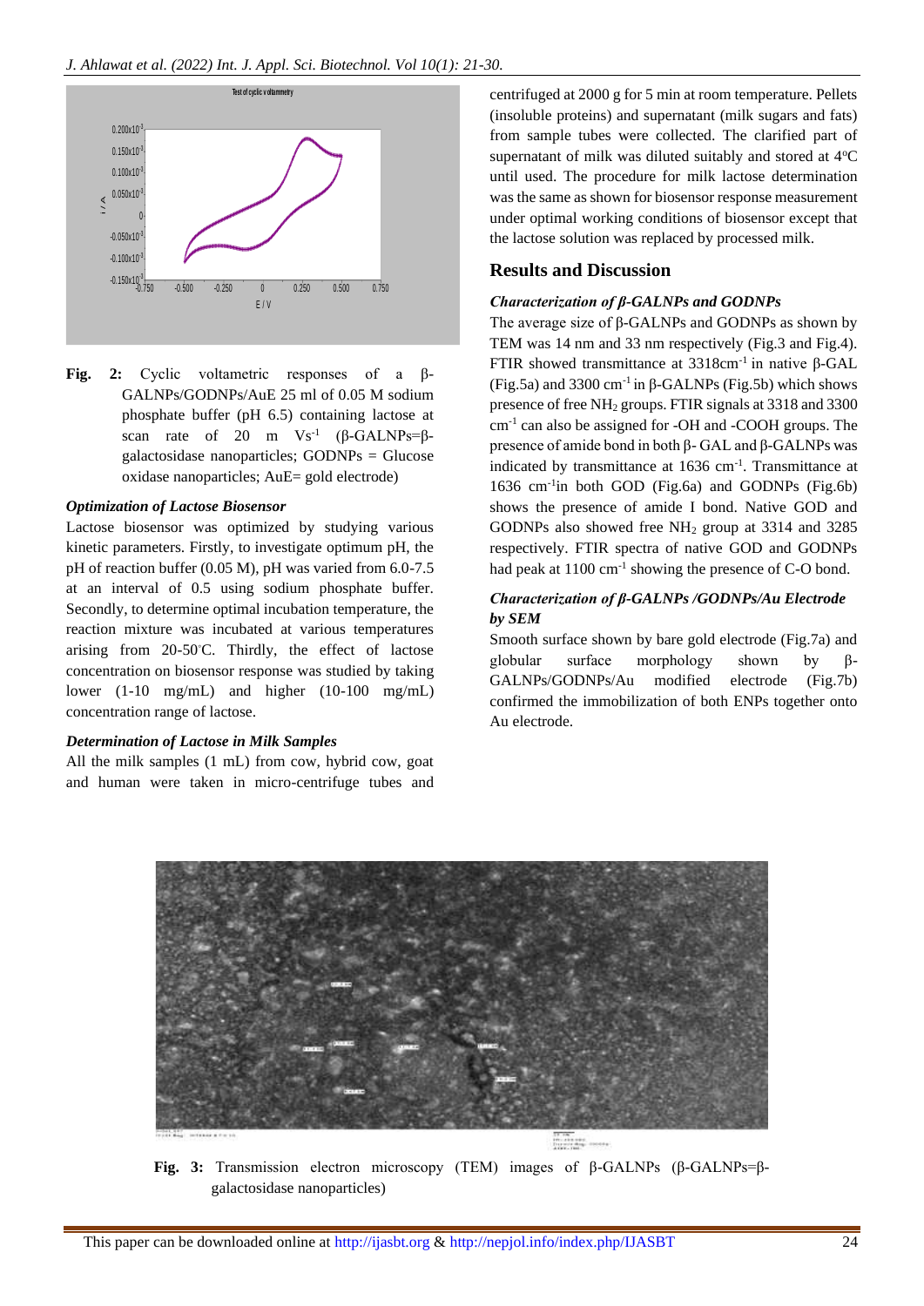Fig. 2: Cyclic voltametric responses of a β-GALNPs/GODNPs/AuE 25 ml of 0.05 M sodium phosphate buffer (pH 6.5) containing lactose at scan rate of 20 m $Vs^{-1}$ (β-GALNPs=β-galactosidase nanoparticles; GODNPs = Glucose oxidase nanoparticles; AuE= gold electrode)

### *Optimization of Lactose Biosensor*

Lactose biosensor was optimized by studying various kinetic parameters. Firstly, to investigate optimum pH, the pH of reaction buffer (0.05 M), pH was varied from 6.0-7.5 at an interval of 0.5 using sodium phosphate buffer. Secondly, to determine optimal incubation temperature, the reaction mixture was incubated at various temperatures arising from 20-50°C. Thirdly, the effect of lactose concentration on biosensor response was studied by taking lower (1-10 mg/mL) and higher (10-100 mg/mL) concentration range of lactose.

### *Determination of Lactose in Milk Samples*

All the milk samples (1 mL) from cow, hybrid cow, goat and human were taken in micro-centrifuge tubes and centrifuged at 2000 g for 5 min at room temperature. Pellets (insoluble proteins) and supernatant (milk sugars and fats) from sample tubes were collected. The clarified part of supernatant of milk was diluted suitably and stored at 4°C until used. The procedure for milk lactose determination was the same as shown for biosensor response measurement under optimal working conditions of biosensor except that the lactose solution was replaced by processed milk.

## Results and Discussion

### *Characterization of β-GALNPs and GODNPs*

The average size of β-GALNPs and GODNPs as shown by TEM was 14 nm and 33 nm respectively (Fig.3 and Fig.4). FTIR showed transmittance at 3318$cm^{-1}$ in native β-GAL (Fig.5a) and 3300 $cm^{-1}$ in β-GALNPs (Fig.5b) which shows presence of free $NH_2$ groups. FTIR signals at 3318 and 3300 $cm^{-1}$ can also be assigned for -OH and -COOH groups. The presence of amide bond in both β- GAL and β-GALNPs was indicated by transmittance at 1636 $cm^{-1}$. Transmittance at 1636 $cm^{-1}$in both GOD (Fig.6a) and GODNPs (Fig.6b) shows the presence of amide I bond. Native GOD and GODNPs also showed free $NH_2$ group at 3314 and 3285 respectively. FTIR spectra of native GOD and GODNPs had peak at 1100 $cm^{-1}$ showing the presence of C-O bond.

### *Characterization of β-GALNPs /GODNPs/Au Electrode by SEM*

Smooth surface shown by bare gold electrode (Fig.7a) and globular surface morphology shown by β-GALNPs/GODNPs/Au modified electrode (Fig.7b) confirmed the immobilization of both ENPs together onto Au electrode.

Fig. 3: Transmission electron microscopy (TEM) images of β-GALNPs (β-GALNPs=β-galactosidase nanoparticles)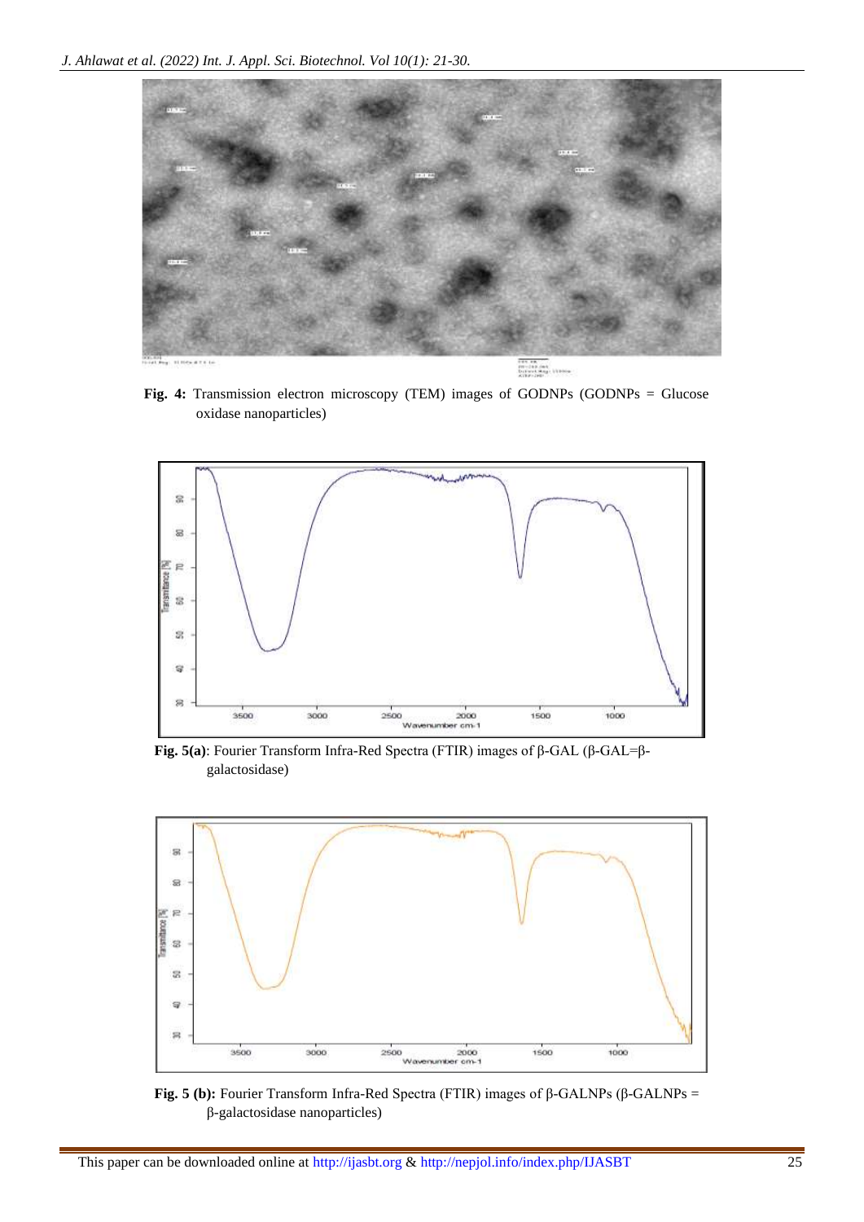**Fig. 4:** Transmission electron microscopy (TEM) images of GODNPs (GODNPs = Glucose oxidase nanoparticles)

**Fig. 5(a)**: Fourier Transform Infra-Red Spectra (FTIR) images of β-GAL (β-GAL=β-galactosidase)

**Fig. 5 (b):** Fourier Transform Infra-Red Spectra (FTIR) images of β-GALNPs (β-GALNPs = β-galactosidase nanoparticles)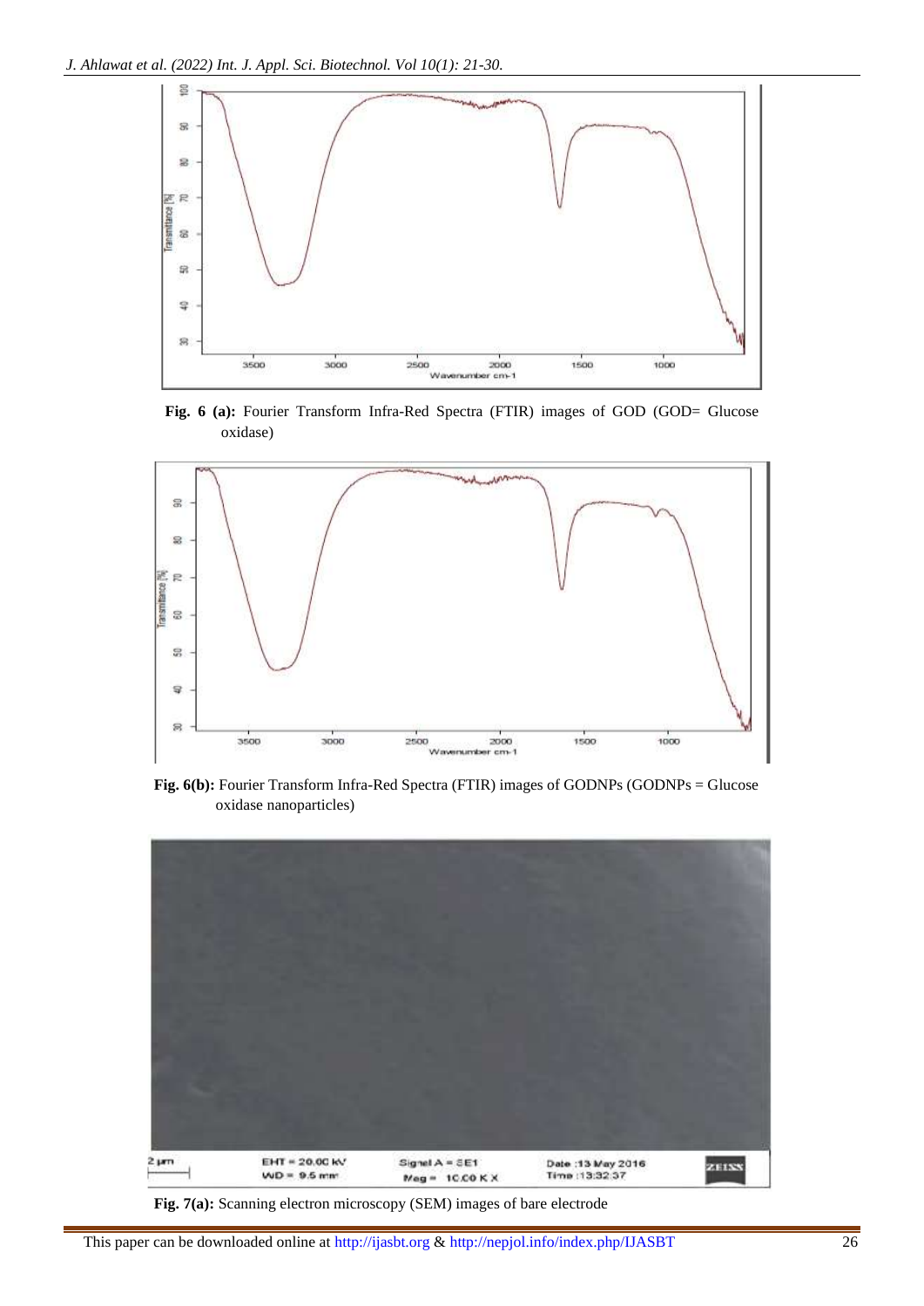**Fig. 6 (a):** Fourier Transform Infra-Red Spectra (FTIR) images of GOD (GOD= Glucose oxidase)

**Fig. 6(b):** Fourier Transform Infra-Red Spectra (FTIR) images of GODNPs (GODNPs = Glucose oxidase nanoparticles)

**Fig. 7(a):** Scanning electron microscopy (SEM) images of bare electrode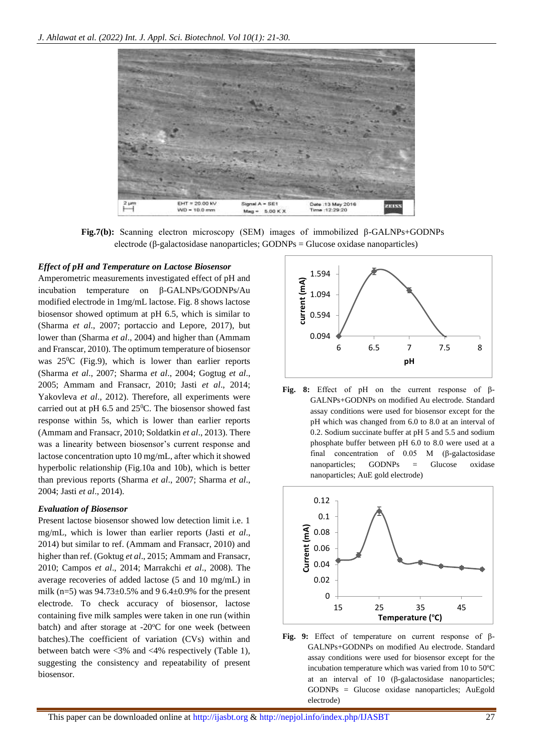**Fig.7(b):** Scanning electron microscopy (SEM) images of immobilized β-GALNPs+GODNPs electrode (β-galactosidase nanoparticles; GODNPs = Glucose oxidase nanoparticles)

### *Effect of pH and Temperature on Lactose Biosensor*

Amperometric measurements investigated effect of pH and incubation temperature on β-GALNPs/GODNPs/Au modified electrode in 1mg/mL lactose. Fig. 8 shows lactose biosensor showed optimum at pH 6.5, which is similar to (Sharma *et al*., 2007; portaccio and Lepore, 2017), but lower than (Sharma *et al*., 2004) and higher than (Ammam and Franscar, 2010). The optimum temperature of biosensor was 25$^0$C (Fig.9), which is lower than earlier reports (Sharma *et al*., 2007; Sharma *et al*., 2004; Gogtug *et al*., 2005; Ammam and Fransacr, 2010; Jasti *et al*., 2014; Yakovleva *et al*., 2012). Therefore, all experiments were carried out at pH 6.5 and 25$^0$C. The biosensor showed fast response within 5s, which is lower than earlier reports (Ammam and Fransacr, 2010; Soldatkin *et al*., 2013). There was a linearity between biosensor's current response and lactose concentration upto 10 mg/mL, after which it showed hyperbolic relationship (Fig.10a and 10b), which is better than previous reports (Sharma *et al*., 2007; Sharma *et al*., 2004; Jasti *et al*., 2014).

### *Evaluation of Biosensor*

Present lactose biosensor showed low detection limit i.e. 1 mg/mL, which is lower than earlier reports (Jasti *et al*., 2014) but similar to ref. (Ammam and Fransacr, 2010) and higher than ref. (Goktug *et al*., 2015; Ammam and Fransacr, 2010; Campos *et al*., 2014; Marrakchi *et al*., 2008). The average recoveries of added lactose (5 and 10 mg/mL) in milk (n=5) was 94.73±0.5% and 9 6.4±0.9% for the present electrode. To check accuracy of biosensor, lactose containing five milk samples were taken in one run (within batch) and after storage at -20$^o$C for one week (between batches).The coefficient of variation (CVs) within and between batch were <3% and <4% respectively (Table 1), suggesting the consistency and repeatability of present biosensor.

**Fig. 8:** Effect of pH on the current response of β-GALNPs+GODNPs on modified Au electrode. Standard assay conditions were used for biosensor except for the pH which was changed from 6.0 to 8.0 at an interval of 0.2. Sodium succinate buffer at pH 5 and 5.5 and sodium phosphate buffer between pH 6.0 to 8.0 were used at a final concentration of 0.05 M (β-galactosidase nanoparticles; GODNPs = Glucose oxidase nanoparticles; AuE gold electrode)

**Fig. 9:** Effect of temperature on current response of β-GALNPs+GODNPs on modified Au electrode. Standard assay conditions were used for biosensor except for the incubation temperature which was varied from 10 to 50ºC at an interval of 10 (β-galactosidase nanoparticles; GODNPs = Glucose oxidase nanoparticles; AuEgold electrode)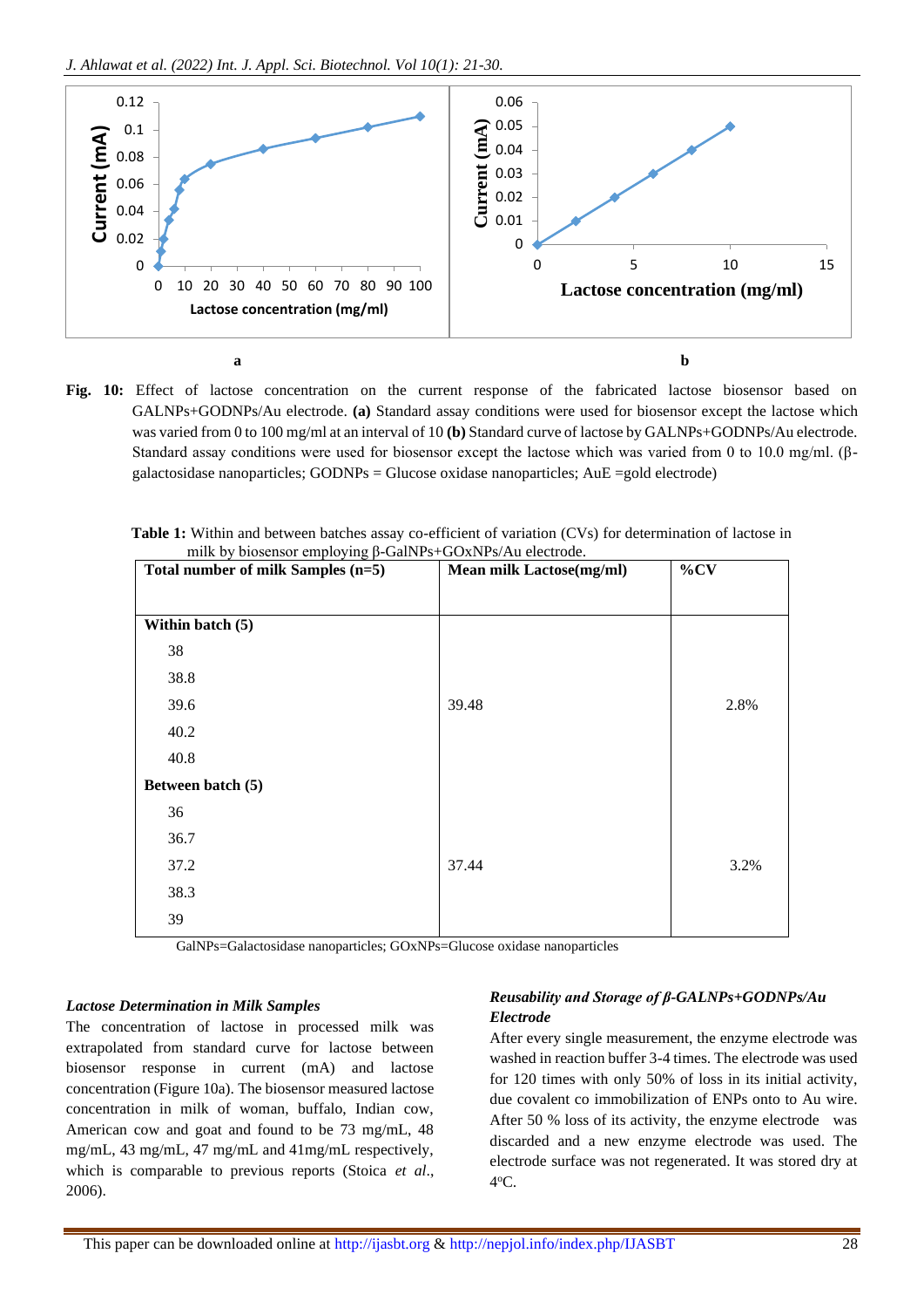**Fig. 10:** Effect of lactose concentration on the current response of the fabricated lactose biosensor based on GALNPs+GODNPs/Au electrode. **(a)** Standard assay conditions were used for biosensor except the lactose which was varied from 0 to 100 mg/ml at an interval of 10 **(b)** Standard curve of lactose by GALNPs+GODNPs/Au electrode. Standard assay conditions were used for biosensor except the lactose which was varied from 0 to 10.0 mg/ml. (β-galactosidase nanoparticles; GODNPs = Glucose oxidase nanoparticles; AuE =gold electrode)

**Table 1:** Within and between batches assay co-efficient of variation (CVs) for determination of lactose in milk by biosensor employing β-GalNPs+GOxNPs/Au electrode.

| Total number of milk Samples (n=5) | Mean milk Lactose(mg/ml) | %CV |
|---|---|---|
| **Within batch (5)** | | |
| 38 | | |
| 38.8 | | |
| 39.6 | 39.48 | 2.8% |
| 40.2 | | |
| 40.8 | | |
| **Between batch (5)** | | |
| 36 | | |
| 36.7 | | |
| 37.2 | 37.44 | 3.2% |
| 38.3 | | |
| 39 | | |

GalNPs=Galactosidase nanoparticles; GOxNPs=Glucose oxidase nanoparticles

### *Lactose Determination in Milk Samples*

The concentration of lactose in processed milk was extrapolated from standard curve for lactose between biosensor response in current (mA) and lactose concentration (Figure 10a). The biosensor measured lactose concentration in milk of woman, buffalo, Indian cow, American cow and goat and found to be 73 mg/mL, 48 mg/mL, 43 mg/mL, 47 mg/mL and 41mg/mL respectively, which is comparable to previous reports (Stoica *et al*., 2006).

### *Reusability and Storage of β-GALNPs+GODNPs/Au Electrode*

After every single measurement, the enzyme electrode was washed in reaction buffer 3-4 times. The electrode was used for 120 times with only 50% of loss in its initial activity, due covalent co immobilization of ENPs onto to Au wire. After 50 % loss of its activity, the enzyme electrode was discarded and a new enzyme electrode was used. The electrode surface was not regenerated. It was stored dry at 4$^{o}$C.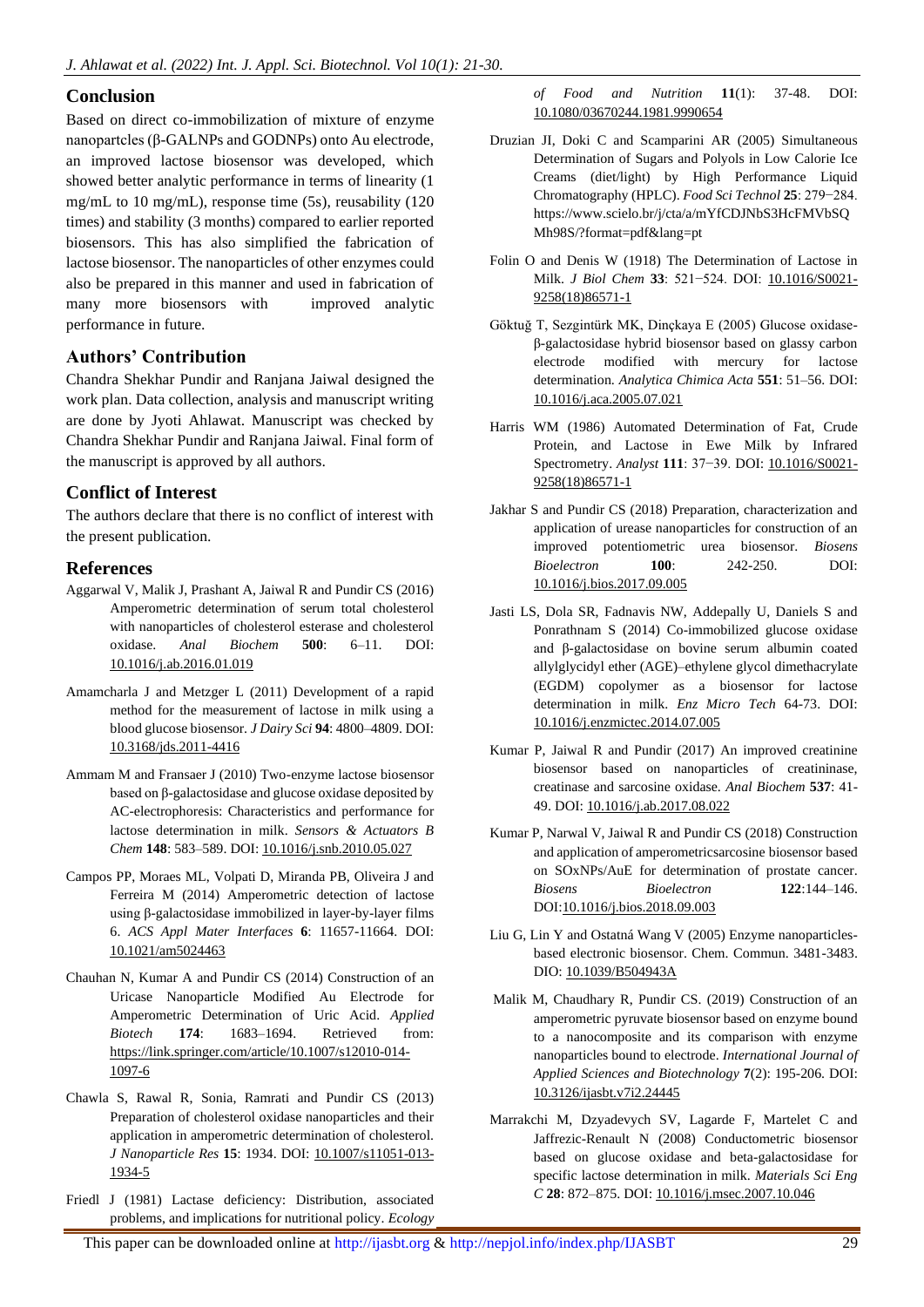## Conclusion

Based on direct co-immobilization of mixture of enzyme nanopartcles (β-GALNPs and GODNPs) onto Au electrode, an improved lactose biosensor was developed, which showed better analytic performance in terms of linearity (1 mg/mL to 10 mg/mL), response time (5s), reusability (120 times) and stability (3 months) compared to earlier reported biosensors. This has also simplified the fabrication of lactose biosensor. The nanoparticles of other enzymes could also be prepared in this manner and used in fabrication of many more biosensors with improved analytic performance in future.

## Authors' Contribution

Chandra Shekhar Pundir and Ranjana Jaiwal designed the work plan. Data collection, analysis and manuscript writing are done by Jyoti Ahlawat. Manuscript was checked by Chandra Shekhar Pundir and Ranjana Jaiwal. Final form of the manuscript is approved by all authors.

## Conflict of Interest

The authors declare that there is no conflict of interest with the present publication.

## References

Aggarwal V, Malik J, Prashant A, Jaiwal R and Pundir CS (2016) Amperometric determination of serum total cholesterol with nanoparticles of cholesterol esterase and cholesterol oxidase. *Anal Biochem* **500**: 6–11. DOI: 10.1016/j.ab.2016.01.019

Amamcharla J and Metzger L (2011) Development of a rapid method for the measurement of lactose in milk using a blood glucose biosensor. *J Dairy Sci* **94**: 4800–4809. DOI: 10.3168/jds.2011-4416

Ammam M and Fransaer J (2010) Two-enzyme lactose biosensor based on β-galactosidase and glucose oxidase deposited by AC-electrophoresis: Characteristics and performance for lactose determination in milk. *Sensors & Actuators B Chem* **148**: 583–589. DOI: 10.1016/j.snb.2010.05.027

Campos PP, Moraes ML, Volpati D, Miranda PB, Oliveira J and Ferreira M (2014) Amperometric detection of lactose using β-galactosidase immobilized in layer-by-layer films 6. *ACS Appl Mater Interfaces* **6**: 11657-11664. DOI: 10.1021/am5024463

Chauhan N, Kumar A and Pundir CS (2014) Construction of an Uricase Nanoparticle Modified Au Electrode for Amperometric Determination of Uric Acid. *Applied Biotech* **174**: 1683–1694. Retrieved from: https://link.springer.com/article/10.1007/s12010-014-1097-6

Chawla S, Rawal R, Sonia, Ramrati and Pundir CS (2013) Preparation of cholesterol oxidase nanoparticles and their application in amperometric determination of cholesterol. *J Nanoparticle Res* **15**: 1934. DOI: 10.1007/s11051-013-1934-5

Friedl J (1981) Lactase deficiency: Distribution, associated problems, and implications for nutritional policy. *Ecology of Food and Nutrition* **11**(1): 37-48. DOI: 10.1080/03670244.1981.9990654

Druzian JI, Doki C and Scamparini AR (2005) Simultaneous Determination of Sugars and Polyols in Low Calorie Ice Creams (diet/light) by High Performance Liquid Chromatography (HPLC). *Food Sci Technol* **25**: 279−284. https://www.scielo.br/j/cta/a/mYfCDJNbS3HcFMVbSQMh98S/?format=pdf&lang=pt

Folin O and Denis W (1918) The Determination of Lactose in Milk. *J Biol Chem* **33**: 521−524. DOI: 10.1016/S0021-9258(18)86571-1

Göktuğ T, Sezgintürk MK, Dinçkaya E (2005) Glucose oxidase-β-galactosidase hybrid biosensor based on glassy carbon electrode modified with mercury for lactose determination. *Analytica Chimica Acta* **551**: 51–56. DOI: 10.1016/j.aca.2005.07.021

Harris WM (1986) Automated Determination of Fat, Crude Protein, and Lactose in Ewe Milk by Infrared Spectrometry. *Analyst* **111**: 37−39. DOI: 10.1016/S0021-9258(18)86571-1

Jakhar S and Pundir CS (2018) Preparation, characterization and application of urease nanoparticles for construction of an improved potentiometric urea biosensor. *Biosens Bioelectron* **100**: 242-250. DOI: 10.1016/j.bios.2017.09.005

Jasti LS, Dola SR, Fadnavis NW, Addepally U, Daniels S and Ponrathnam S (2014) Co-immobilized glucose oxidase and β-galactosidase on bovine serum albumin coated allylglycidyl ether (AGE)–ethylene glycol dimethacrylate (EGDM) copolymer as a biosensor for lactose determination in milk. *Enz Micro Tech* 64-73. DOI: 10.1016/j.enzmictec.2014.07.005

Kumar P, Jaiwal R and Pundir (2017) An improved creatinine biosensor based on nanoparticles of creatininase, creatinase and sarcosine oxidase. *Anal Biochem* **537**: 41-49. DOI: 10.1016/j.ab.2017.08.022

Kumar P, Narwal V, Jaiwal R and Pundir CS (2018) Construction and application of amperometricsarcosine biosensor based on SOxNPs/AuE for determination of prostate cancer. *Biosens Bioelectron* **122**:144–146. DOI:10.1016/j.bios.2018.09.003

Liu G, Lin Y and Ostatná Wang V (2005) Enzyme nanoparticles-based electronic biosensor. Chem. Commun. 3481-3483. DIO: 10.1039/B504943A

Malik M, Chaudhary R, Pundir CS. (2019) Construction of an amperometric pyruvate biosensor based on enzyme bound to a nanocomposite and its comparison with enzyme nanoparticles bound to electrode. *International Journal of Applied Sciences and Biotechnology* **7**(2): 195-206. DOI: 10.3126/ijasbt.v7i2.24445

Marrakchi M, Dzyadevych SV, Lagarde F, Martelet C and Jaffrezic-Renault N (2008) Conductometric biosensor based on glucose oxidase and beta-galactosidase for specific lactose determination in milk. *Materials Sci Eng C* **28**: 872–875. DOI: 10.1016/j.msec.2007.10.046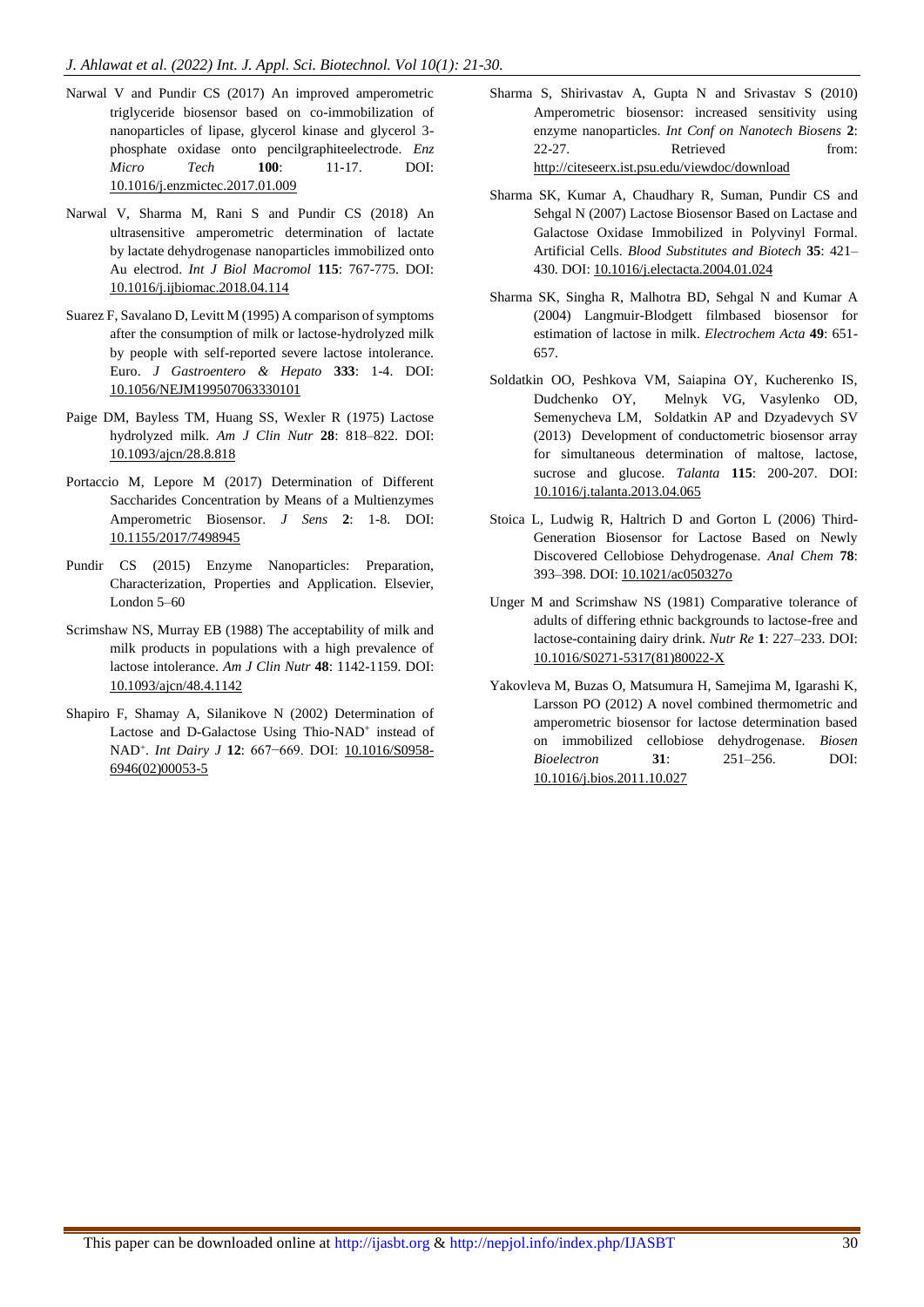Narwal V and Pundir CS (2017) An improved amperometric triglyceride biosensor based on co-immobilization of nanoparticles of lipase, glycerol kinase and glycerol 3-phosphate oxidase onto pencilgraphiteelectrode. *Enz Micro Tech* **100**: 11-17. DOI: 10.1016/j.enzmictec.2017.01.009

Narwal V, Sharma M, Rani S and Pundir CS (2018) An ultrasensitive amperometric determination of lactate by lactate dehydrogenase nanoparticles immobilized onto Au electrod. *Int J Biol Macromol* **115**: 767-775. DOI: 10.1016/j.ijbiomac.2018.04.114

Suarez F, Savalano D, Levitt M (1995) A comparison of symptoms after the consumption of milk or lactose-hydrolyzed milk by people with self-reported severe lactose intolerance. Euro. *J Gastroentero & Hepato* **333**: 1-4. DOI: 10.1056/NEJM199507063330101

Paige DM, Bayless TM, Huang SS, Wexler R (1975) Lactose hydrolyzed milk. *Am J Clin Nutr* **28**: 818–822. DOI: 10.1093/ajcn/28.8.818

Portaccio M, Lepore M (2017) Determination of Different Saccharides Concentration by Means of a Multienzymes Amperometric Biosensor. *J Sens* **2**: 1-8. DOI: 10.1155/2017/7498945

Pundir CS (2015) Enzyme Nanoparticles: Preparation, Characterization, Properties and Application. Elsevier, London 5–60

Scrimshaw NS, Murray EB (1988) The acceptability of milk and milk products in populations with a high prevalence of lactose intolerance. *Am J Clin Nutr* **48**: 1142-1159. DOI: 10.1093/ajcn/48.4.1142

Shapiro F, Shamay A, Silanikove N (2002) Determination of Lactose and D-Galactose Using Thio-NAD$^+$ instead of NAD$^+$. *Int Dairy J* **12**: 667−669. DOI: 10.1016/S0958-6946(02)00053-5

Sharma S, Shirivastav A, Gupta N and Srivastav S (2010) Amperometric biosensor: increased sensitivity using enzyme nanoparticles. *Int Conf on Nanotech Biosens* **2**: 22-27. Retrieved from: http://citeseerx.ist.psu.edu/viewdoc/download

Sharma SK, Kumar A, Chaudhary R, Suman, Pundir CS and Sehgal N (2007) Lactose Biosensor Based on Lactase and Galactose Oxidase Immobilized in Polyvinyl Formal. Artificial Cells. *Blood Substitutes and Biotech* **35**: 421–430. DOI: 10.1016/j.electacta.2004.01.024

Sharma SK, Singha R, Malhotra BD, Sehgal N and Kumar A (2004) Langmuir-Blodgett filmbased biosensor for estimation of lactose in milk. *Electrochem Acta* **49**: 651-657.

Soldatkin OO, Peshkova VM, Saiapina OY, Kucherenko IS, Dudchenko OY, Melnyk VG, Vasylenko OD, Semenycheva LM, Soldatkin AP and Dzyadevych SV (2013) Development of conductometric biosensor array for simultaneous determination of maltose, lactose, sucrose and glucose. *Talanta* **115**: 200-207. DOI: 10.1016/j.talanta.2013.04.065

Stoica L, Ludwig R, Haltrich D and Gorton L (2006) Third-Generation Biosensor for Lactose Based on Newly Discovered Cellobiose Dehydrogenase. *Anal Chem* **78**: 393–398. DOI: 10.1021/ac050327o

Unger M and Scrimshaw NS (1981) Comparative tolerance of adults of differing ethnic backgrounds to lactose-free and lactose-containing dairy drink. *Nutr Re* **1**: 227–233. DOI: 10.1016/S0271-5317(81)80022-X

Yakovleva M, Buzas O, Matsumura H, Samejima M, Igarashi K, Larsson PO (2012) A novel combined thermometric and amperometric biosensor for lactose determination based on immobilized cellobiose dehydrogenase. *Biosen Bioelectron* **31**: 251–256. DOI: 10.1016/j.bios.2011.10.027